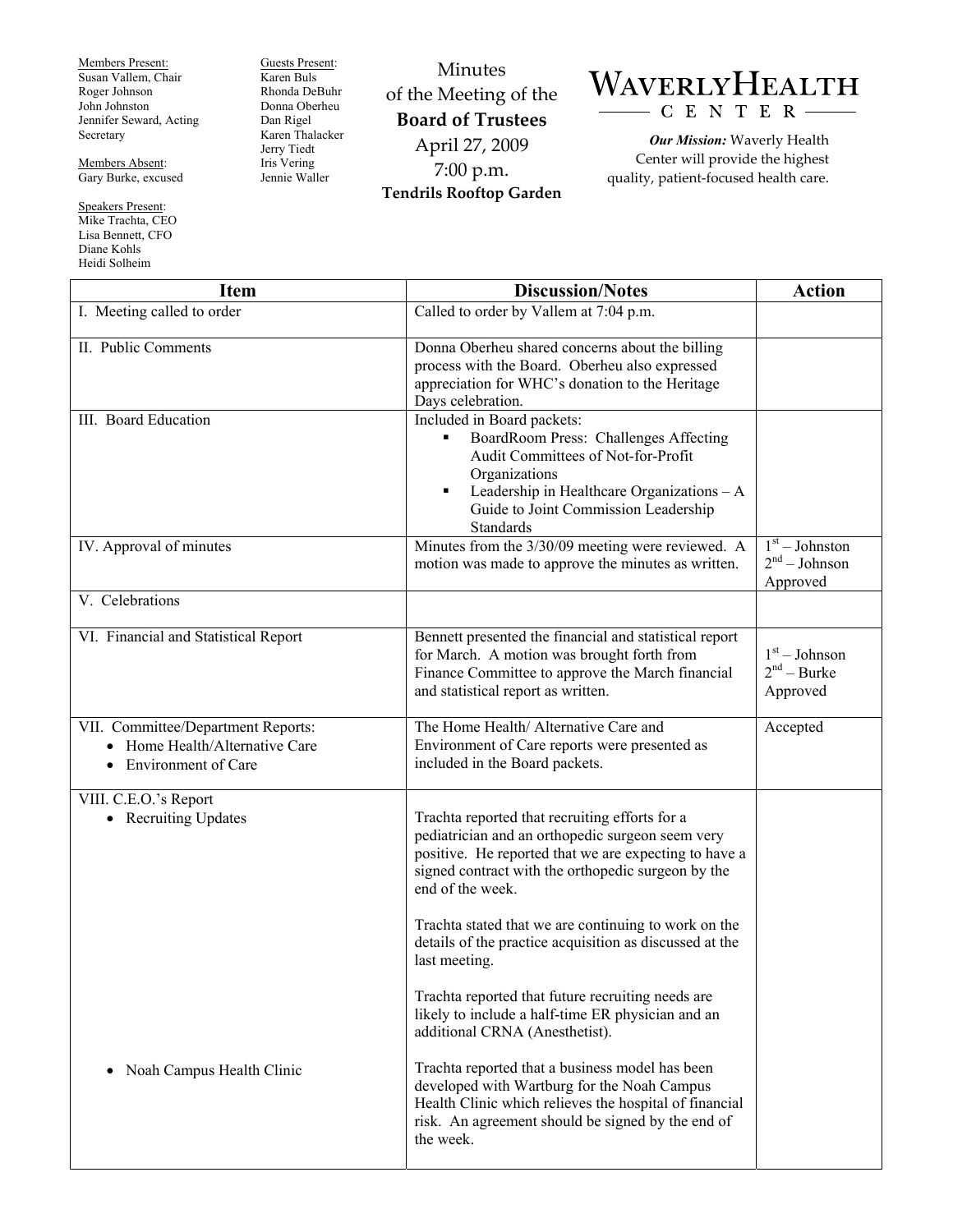Members Present:
Susan Vallem, Chair
Roger Johnson
John Johnston
Jennifer Seward, Acting Secretary

Members Absent:
Gary Burke, excused

Speakers Present:
Mike Trachta, CEO
Lisa Bennett, CFO
Diane Kohls
Heidi Solheim

Guests Present:
Karen Buls
Rhonda DeBuhr
Donna Oberheu
Dan Rigel
Karen Thalacker
Jerry Tiedt
Iris Vering
Jennie Waller

# Minutes of the Meeting of the Board of Trustees

April 27, 2009
7:00 p.m.
**Tendrils Rooftop Garden**

**WAVERLY HEALTH CENTER**

***Our Mission:*** Waverly Health Center will provide the highest quality, patient-focused health care.

| Item | Discussion/Notes | Action |
|---|---|---|
| I. Meeting called to order | Called to order by Vallem at 7:04 p.m. | |
| II. Public Comments | Donna Oberheu shared concerns about the billing process with the Board. Oberheu also expressed appreciation for WHC's donation to the Heritage Days celebration. | |
| III. Board Education | Included in Board packets:<br>▪ BoardRoom Press: Challenges Affecting Audit Committees of Not-for-Profit Organizations<br>▪ Leadership in Healthcare Organizations – A Guide to Joint Commission Leadership Standards | |
| IV. Approval of minutes | Minutes from the 3/30/09 meeting were reviewed. A motion was made to approve the minutes as written. | 1st – Johnston<br>2nd – Johnson<br>Approved |
| V. Celebrations | | |
| VI. Financial and Statistical Report | Bennett presented the financial and statistical report for March. A motion was brought forth from Finance Committee to approve the March financial and statistical report as written. | 1st – Johnson<br>2nd – Burke<br>Approved |
| VII. Committee/Department Reports:<br>• Home Health/Alternative Care<br>• Environment of Care | The Home Health/ Alternative Care and Environment of Care reports were presented as included in the Board packets. | Accepted |
| VIII. C.E.O.'s Report<br>• Recruiting Updates | Trachta reported that recruiting efforts for a pediatrician and an orthopedic surgeon seem very positive. He reported that we are expecting to have a signed contract with the orthopedic surgeon by the end of the week.<br><br>Trachta stated that we are continuing to work on the details of the practice acquisition as discussed at the last meeting.<br><br>Trachta reported that future recruiting needs are likely to include a half-time ER physician and an additional CRNA (Anesthetist). | |
| • Noah Campus Health Clinic | Trachta reported that a business model has been developed with Wartburg for the Noah Campus Health Clinic which relieves the hospital of financial risk. An agreement should be signed by the end of the week. | |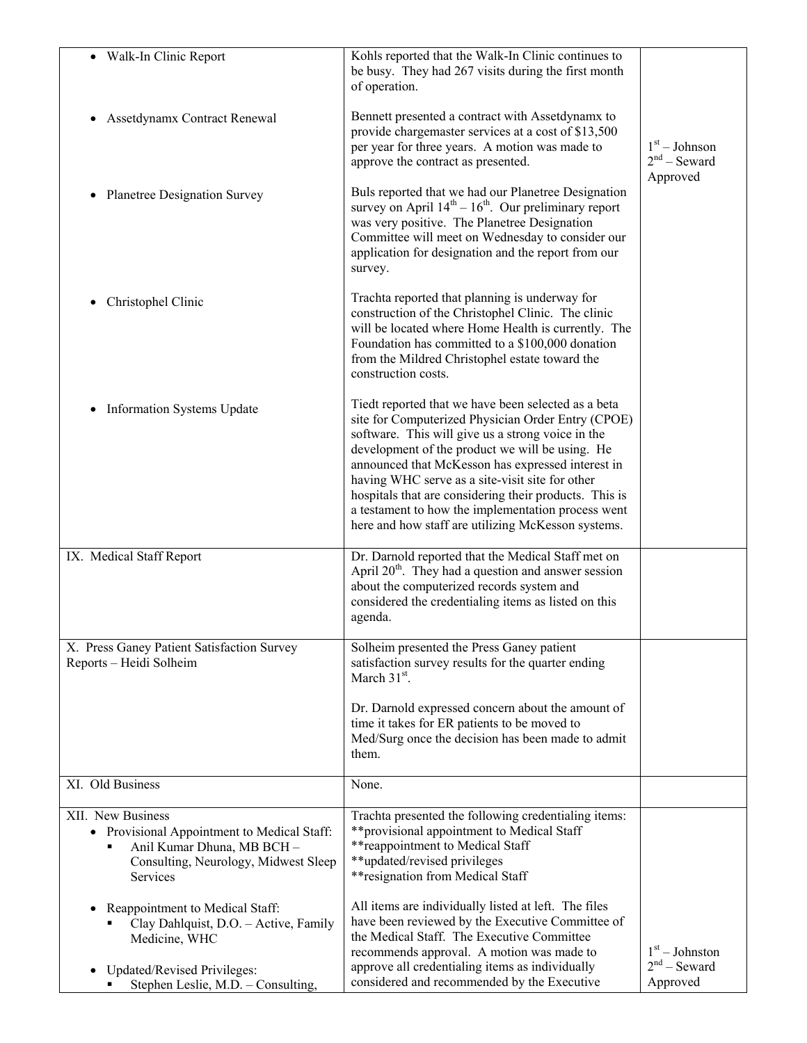| | | |
|---|---|---|
| • Walk-In Clinic Report | Kohls reported that the Walk-In Clinic continues to be busy. They had 267 visits during the first month of operation. | |
| • Assetdynamx Contract Renewal | Bennett presented a contract with Assetdynamx to provide chargemaster services at a cost of $13,500 per year for three years. A motion was made to approve the contract as presented. | 1st – Johnson<br>2nd – Seward<br>Approved |
| • Planetree Designation Survey | Buls reported that we had our Planetree Designation survey on April 14th – 16th. Our preliminary report was very positive. The Planetree Designation Committee will meet on Wednesday to consider our application for designation and the report from our survey. | |
| • Christophel Clinic | Trachta reported that planning is underway for construction of the Christophel Clinic. The clinic will be located where Home Health is currently. The Foundation has committed to a $100,000 donation from the Mildred Christophel estate toward the construction costs. | |
| • Information Systems Update | Tiedt reported that we have been selected as a beta site for Computerized Physician Order Entry (CPOE) software. This will give us a strong voice in the development of the product we will be using. He announced that McKesson has expressed interest in having WHC serve as a site-visit site for other hospitals that are considering their products. This is a testament to how the implementation process went here and how staff are utilizing McKesson systems. | |
| IX. Medical Staff Report | Dr. Darnold reported that the Medical Staff met on April 20th. They had a question and answer session about the computerized records system and considered the credentialing items as listed on this agenda. | |
| X. Press Ganey Patient Satisfaction Survey Reports – Heidi Solheim | Solheim presented the Press Ganey patient satisfaction survey results for the quarter ending March 31st.<br><br>Dr. Darnold expressed concern about the amount of time it takes for ER patients to be moved to Med/Surg once the decision has been made to admit them. | |
| XI. Old Business | None. | |
| XII. New Business<br>• Provisional Appointment to Medical Staff:<br>▪ Anil Kumar Dhuna, MB BCH – Consulting, Neurology, Midwest Sleep Services<br><br>• Reappointment to Medical Staff:<br>▪ Clay Dahlquist, D.O. – Active, Family Medicine, WHC<br><br>• Updated/Revised Privileges:<br>▪ Stephen Leslie, M.D. – Consulting, | Trachta presented the following credentialing items:<br>**provisional appointment to Medical Staff<br>**reappointment to Medical Staff<br>**updated/revised privileges<br>**resignation from Medical Staff<br><br>All items are individually listed at left. The files have been reviewed by the Executive Committee of the Medical Staff. The Executive Committee recommends approval. A motion was made to approve all credentialing items as individually considered and recommended by the Executive | 1st – Johnston<br>2nd – Seward<br>Approved |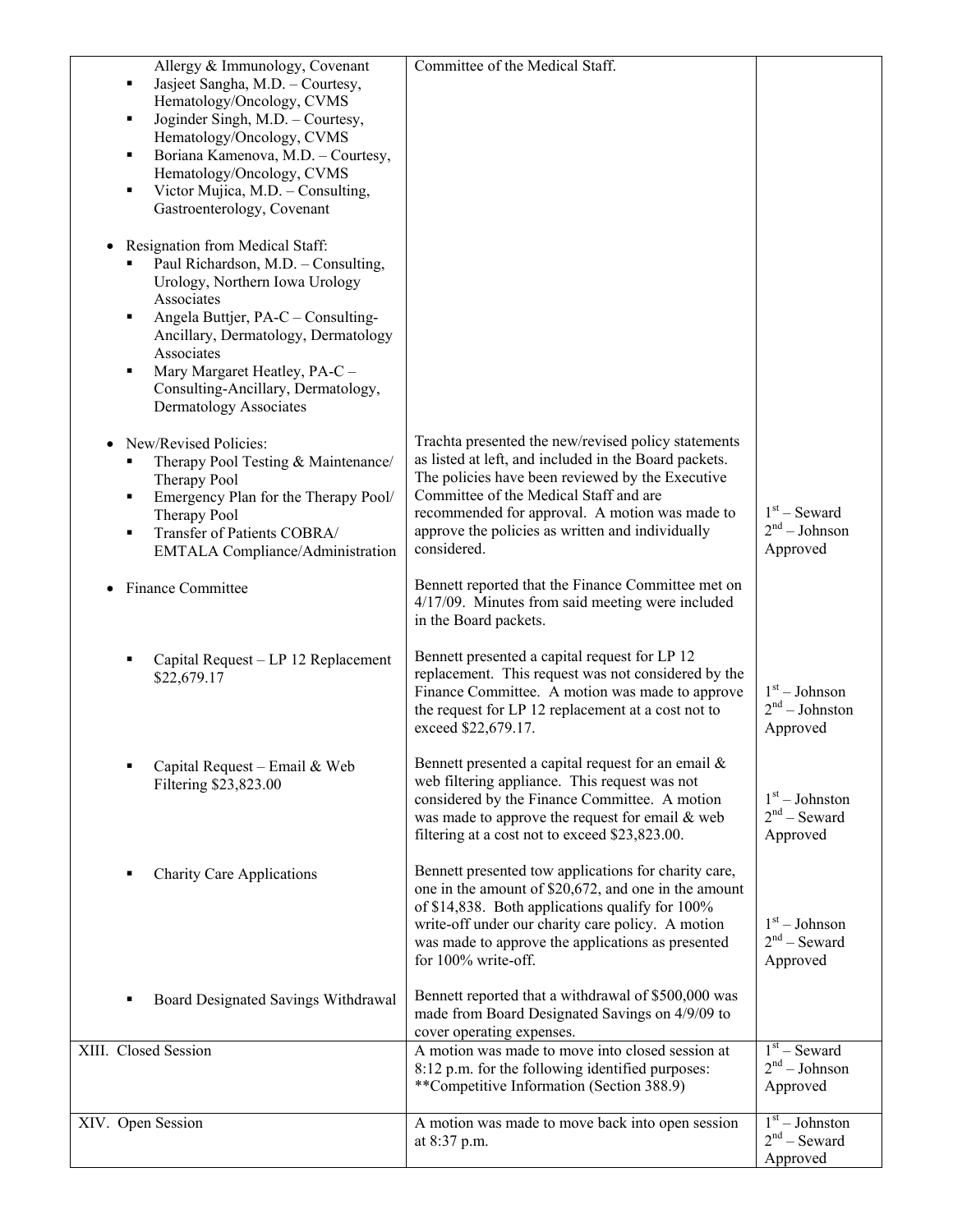| | | |
|---|---|---|
| Allergy & Immunology, Covenant<br>▪ Jasjeet Sangha, M.D. – Courtesy, Hematology/Oncology, CVMS<br>▪ Joginder Singh, M.D. – Courtesy, Hematology/Oncology, CVMS<br>▪ Boriana Kamenova, M.D. – Courtesy, Hematology/Oncology, CVMS<br>▪ Victor Mujica, M.D. – Consulting, Gastroenterology, Covenant<br><br>• Resignation from Medical Staff:<br>▪ Paul Richardson, M.D. – Consulting, Urology, Northern Iowa Urology Associates<br>▪ Angela Buttjer, PA-C – Consulting-Ancillary, Dermatology, Dermatology Associates<br>▪ Mary Margaret Heatley, PA-C – Consulting-Ancillary, Dermatology, Dermatology Associates | Committee of the Medical Staff. | |
| • New/Revised Policies:<br>▪ Therapy Pool Testing & Maintenance/ Therapy Pool<br>▪ Emergency Plan for the Therapy Pool/ Therapy Pool<br>▪ Transfer of Patients COBRA/ EMTALA Compliance/Administration | Trachta presented the new/revised policy statements as listed at left, and included in the Board packets. The policies have been reviewed by the Executive Committee of the Medical Staff and are recommended for approval. A motion was made to approve the policies as written and individually considered. | 1st – Seward<br>2nd – Johnson<br>Approved |
| • Finance Committee | Bennett reported that the Finance Committee met on 4/17/09. Minutes from said meeting were included in the Board packets. | |
| ▪ Capital Request – LP 12 Replacement $22,679.17 | Bennett presented a capital request for LP 12 replacement. This request was not considered by the Finance Committee. A motion was made to approve the request for LP 12 replacement at a cost not to exceed $22,679.17. | 1st – Johnson<br>2nd – Johnston<br>Approved |
| ▪ Capital Request – Email & Web Filtering $23,823.00 | Bennett presented a capital request for an email & web filtering appliance. This request was not considered by the Finance Committee. A motion was made to approve the request for email & web filtering at a cost not to exceed $23,823.00. | 1st – Johnston<br>2nd – Seward<br>Approved |
| ▪ Charity Care Applications | Bennett presented tow applications for charity care, one in the amount of $20,672, and one in the amount of $14,838. Both applications qualify for 100% write-off under our charity care policy. A motion was made to approve the applications as presented for 100% write-off. | 1st – Johnson<br>2nd – Seward<br>Approved |
| ▪ Board Designated Savings Withdrawal | Bennett reported that a withdrawal of $500,000 was made from Board Designated Savings on 4/9/09 to cover operating expenses. | |
| XIII. Closed Session | A motion was made to move into closed session at 8:12 p.m. for the following identified purposes: **Competitive Information (Section 388.9) | 1st – Seward<br>2nd – Johnson<br>Approved |
| XIV. Open Session | A motion was made to move back into open session at 8:37 p.m. | 1st – Johnston<br>2nd – Seward<br>Approved |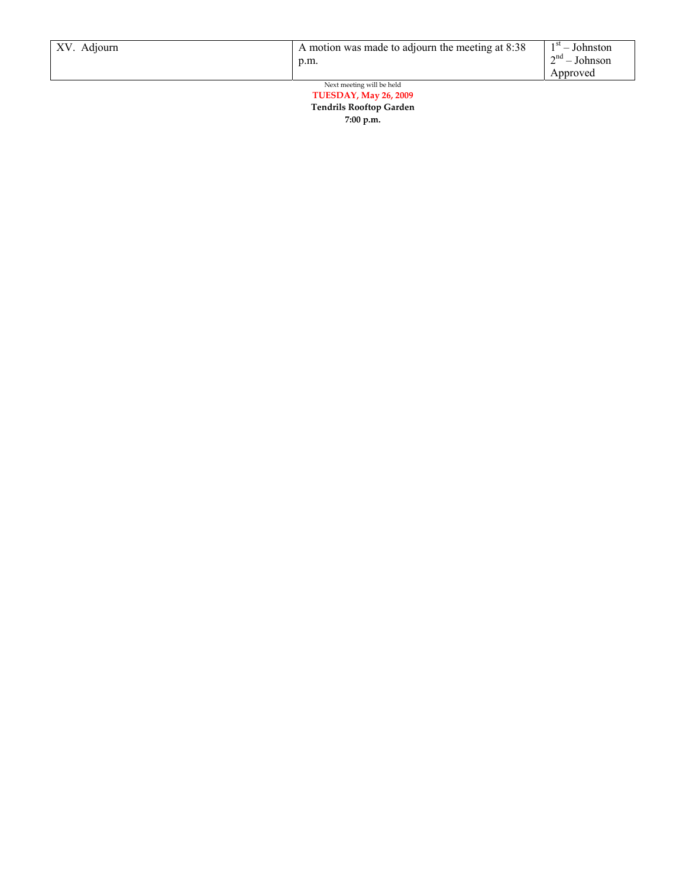| | | |
|---|---|---|
| XV. Adjourn | A motion was made to adjourn the meeting at 8:38 p.m. | 1st – Johnston<br>2nd – Johnson<br>Approved |

Next meeting will be held

**TUESDAY, May 26, 2009**

**Tendrils Rooftop Garden**

**7:00 p.m.**